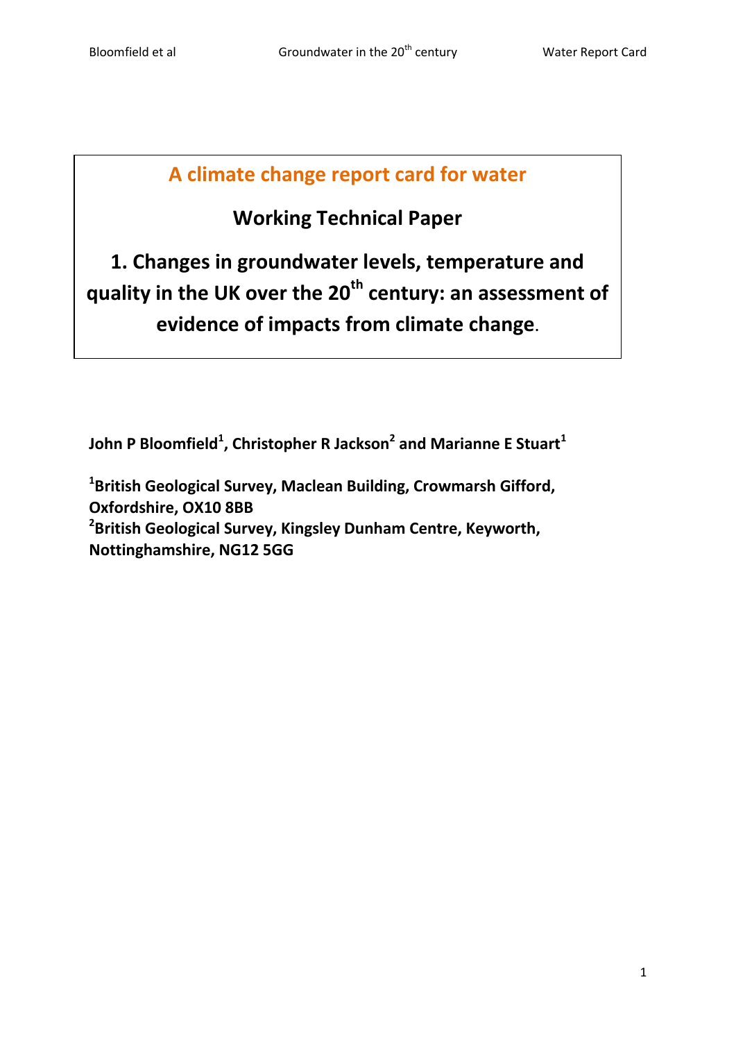# A climate change report card for water

## Working Technical Paper

## 1. Changes in groundwater levels, temperature and quality in the UK over the 20$^{th}$ century: an assessment of evidence of impacts from climate change.

**John P Bloomfield[1], Christopher R Jackson[2] and Marianne E Stuart[1]**

**[1]British Geological Survey, Maclean Building, Crowmarsh Gifford, Oxfordshire, OX10 8BB**
**[2]British Geological Survey, Kingsley Dunham Centre, Keyworth, Nottinghamshire, NG12 5GG**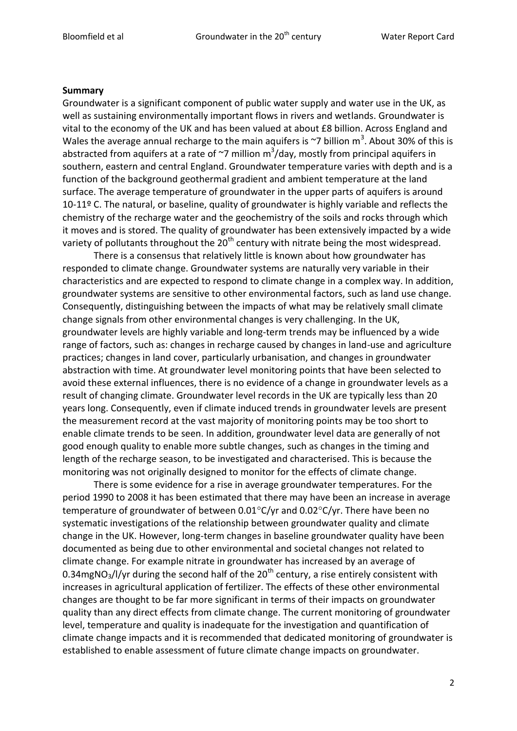**Summary**

Groundwater is a significant component of public water supply and water use in the UK, as well as sustaining environmentally important flows in rivers and wetlands. Groundwater is vital to the economy of the UK and has been valued at about £8 billion. Across England and Wales the average annual recharge to the main aquifers is ~7 billion $m^3$. About 30% of this is abstracted from aquifers at a rate of ~7 million $m^3$/day, mostly from principal aquifers in southern, eastern and central England. Groundwater temperature varies with depth and is a function of the background geothermal gradient and ambient temperature at the land surface. The average temperature of groundwater in the upper parts of aquifers is around 10-11º C. The natural, or baseline, quality of groundwater is highly variable and reflects the chemistry of the recharge water and the geochemistry of the soils and rocks through which it moves and is stored. The quality of groundwater has been extensively impacted by a wide variety of pollutants throughout the 20th century with nitrate being the most widespread.

There is a consensus that relatively little is known about how groundwater has responded to climate change. Groundwater systems are naturally very variable in their characteristics and are expected to respond to climate change in a complex way. In addition, groundwater systems are sensitive to other environmental factors, such as land use change. Consequently, distinguishing between the impacts of what may be relatively small climate change signals from other environmental changes is very challenging. In the UK, groundwater levels are highly variable and long-term trends may be influenced by a wide range of factors, such as: changes in recharge caused by changes in land-use and agriculture practices; changes in land cover, particularly urbanisation, and changes in groundwater abstraction with time. At groundwater level monitoring points that have been selected to avoid these external influences, there is no evidence of a change in groundwater levels as a result of changing climate. Groundwater level records in the UK are typically less than 20 years long. Consequently, even if climate induced trends in groundwater levels are present the measurement record at the vast majority of monitoring points may be too short to enable climate trends to be seen. In addition, groundwater level data are generally of not good enough quality to enable more subtle changes, such as changes in the timing and length of the recharge season, to be investigated and characterised. This is because the monitoring was not originally designed to monitor for the effects of climate change.

There is some evidence for a rise in average groundwater temperatures. For the period 1990 to 2008 it has been estimated that there may have been an increase in average temperature of groundwater of between 0.01°C/yr and 0.02°C/yr. There have been no systematic investigations of the relationship between groundwater quality and climate change in the UK. However, long-term changes in baseline groundwater quality have been documented as being due to other environmental and societal changes not related to climate change. For example nitrate in groundwater has increased by an average of 0.34mg$NO_3$/l/yr during the second half of the 20th century, a rise entirely consistent with increases in agricultural application of fertilizer. The effects of these other environmental changes are thought to be far more significant in terms of their impacts on groundwater quality than any direct effects from climate change. The current monitoring of groundwater level, temperature and quality is inadequate for the investigation and quantification of climate change impacts and it is recommended that dedicated monitoring of groundwater is established to enable assessment of future climate change impacts on groundwater.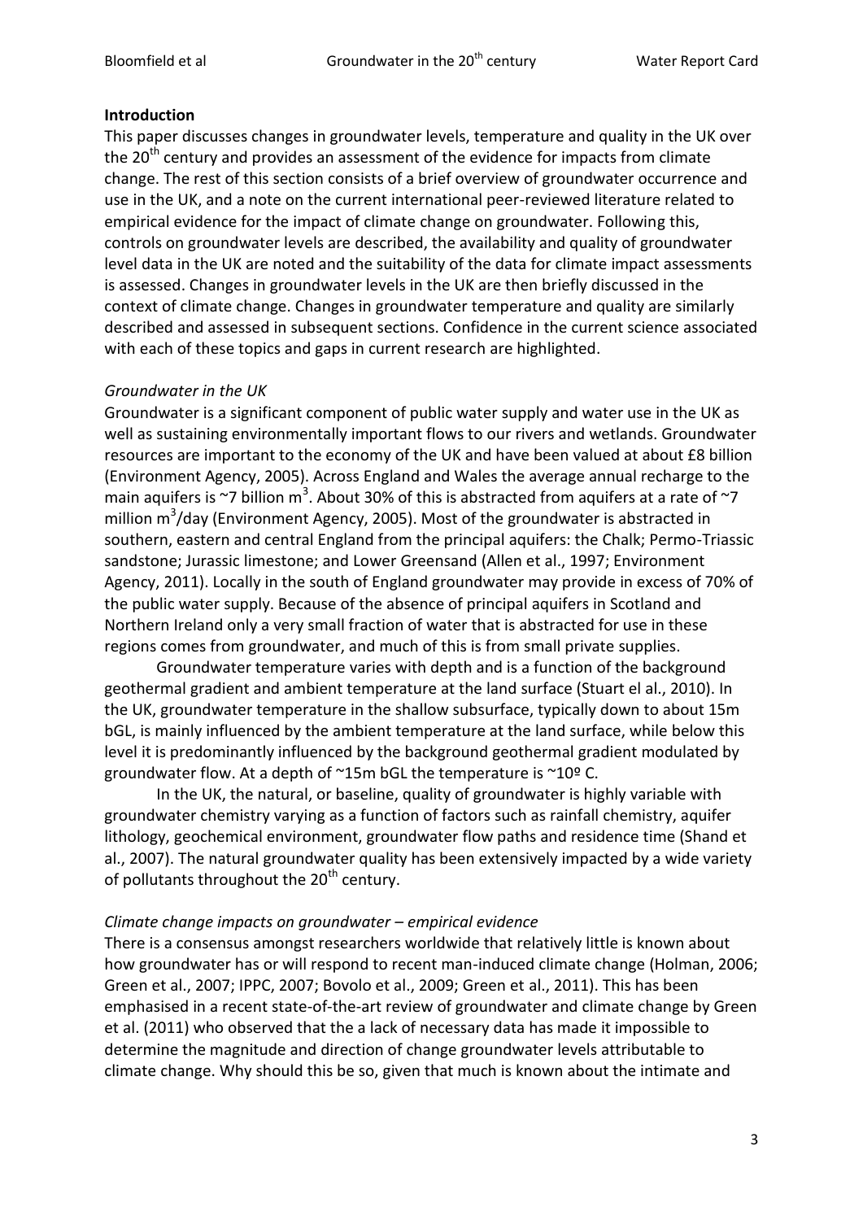**Introduction**

This paper discusses changes in groundwater levels, temperature and quality in the UK over the 20$^{th}$ century and provides an assessment of the evidence for impacts from climate change. The rest of this section consists of a brief overview of groundwater occurrence and use in the UK, and a note on the current international peer-reviewed literature related to empirical evidence for the impact of climate change on groundwater. Following this, controls on groundwater levels are described, the availability and quality of groundwater level data in the UK are noted and the suitability of the data for climate impact assessments is assessed. Changes in groundwater levels in the UK are then briefly discussed in the context of climate change. Changes in groundwater temperature and quality are similarly described and assessed in subsequent sections. Confidence in the current science associated with each of these topics and gaps in current research are highlighted.

*Groundwater in the UK*

Groundwater is a significant component of public water supply and water use in the UK as well as sustaining environmentally important flows to our rivers and wetlands. Groundwater resources are important to the economy of the UK and have been valued at about £8 billion (Environment Agency, 2005). Across England and Wales the average annual recharge to the main aquifers is ~7 billion m$^3$. About 30% of this is abstracted from aquifers at a rate of ~7 million m$^3$/day (Environment Agency, 2005). Most of the groundwater is abstracted in southern, eastern and central England from the principal aquifers: the Chalk; Permo-Triassic sandstone; Jurassic limestone; and Lower Greensand (Allen et al., 1997; Environment Agency, 2011). Locally in the south of England groundwater may provide in excess of 70% of the public water supply. Because of the absence of principal aquifers in Scotland and Northern Ireland only a very small fraction of water that is abstracted for use in these regions comes from groundwater, and much of this is from small private supplies.

Groundwater temperature varies with depth and is a function of the background geothermal gradient and ambient temperature at the land surface (Stuart el al., 2010). In the UK, groundwater temperature in the shallow subsurface, typically down to about 15m bGL, is mainly influenced by the ambient temperature at the land surface, while below this level it is predominantly influenced by the background geothermal gradient modulated by groundwater flow. At a depth of ~15m bGL the temperature is ~10º C.

In the UK, the natural, or baseline, quality of groundwater is highly variable with groundwater chemistry varying as a function of factors such as rainfall chemistry, aquifer lithology, geochemical environment, groundwater flow paths and residence time (Shand et al., 2007). The natural groundwater quality has been extensively impacted by a wide variety of pollutants throughout the 20$^{th}$ century.

*Climate change impacts on groundwater – empirical evidence*

There is a consensus amongst researchers worldwide that relatively little is known about how groundwater has or will respond to recent man-induced climate change (Holman, 2006; Green et al., 2007; IPPC, 2007; Bovolo et al., 2009; Green et al., 2011). This has been emphasised in a recent state-of-the-art review of groundwater and climate change by Green et al. (2011) who observed that the a lack of necessary data has made it impossible to determine the magnitude and direction of change groundwater levels attributable to climate change. Why should this be so, given that much is known about the intimate and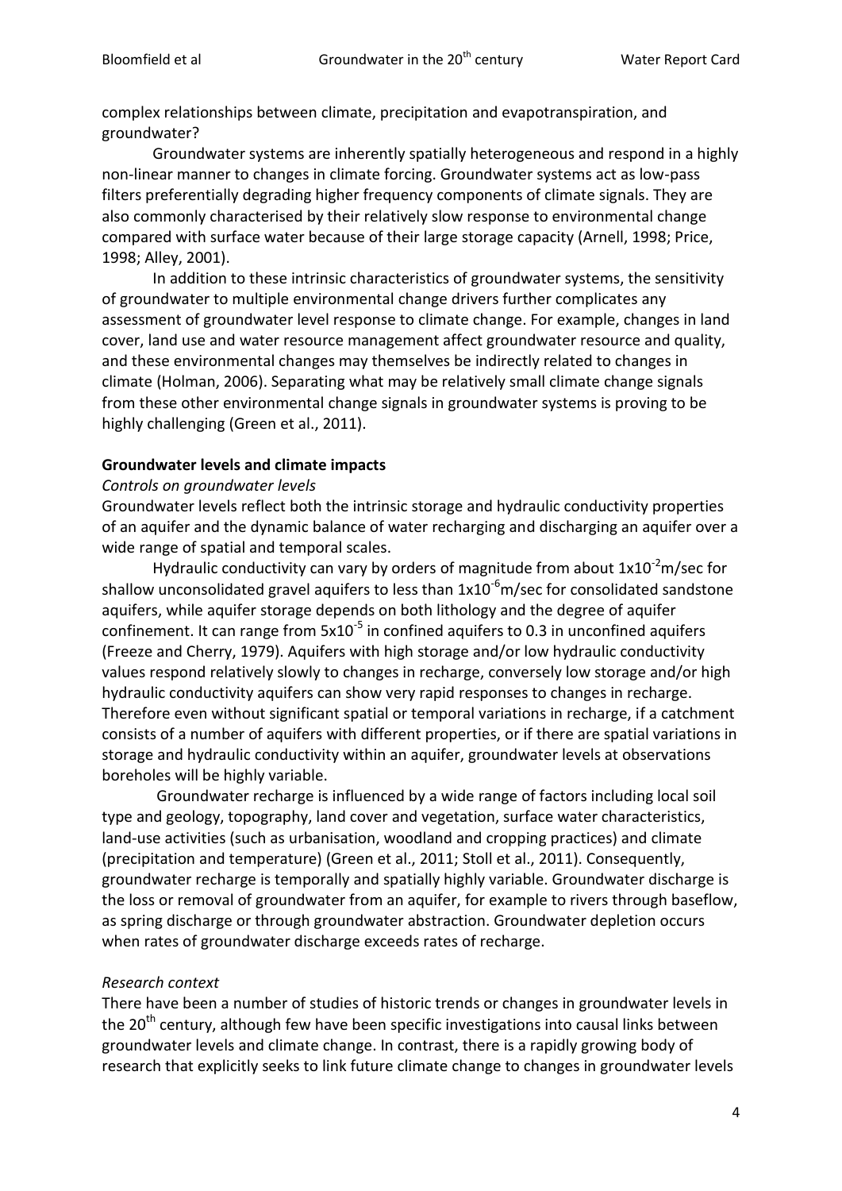complex relationships between climate, precipitation and evapotranspiration, and groundwater?

Groundwater systems are inherently spatially heterogeneous and respond in a highly non-linear manner to changes in climate forcing. Groundwater systems act as low-pass filters preferentially degrading higher frequency components of climate signals. They are also commonly characterised by their relatively slow response to environmental change compared with surface water because of their large storage capacity (Arnell, 1998; Price, 1998; Alley, 2001).

In addition to these intrinsic characteristics of groundwater systems, the sensitivity of groundwater to multiple environmental change drivers further complicates any assessment of groundwater level response to climate change. For example, changes in land cover, land use and water resource management affect groundwater resource and quality, and these environmental changes may themselves be indirectly related to changes in climate (Holman, 2006). Separating what may be relatively small climate change signals from these other environmental change signals in groundwater systems is proving to be highly challenging (Green et al., 2011).

**Groundwater levels and climate impacts**

*Controls on groundwater levels*

Groundwater levels reflect both the intrinsic storage and hydraulic conductivity properties of an aquifer and the dynamic balance of water recharging and discharging an aquifer over a wide range of spatial and temporal scales.

Hydraulic conductivity can vary by orders of magnitude from about $1x10^{-2}$m/sec for shallow unconsolidated gravel aquifers to less than $1x10^{-6}$m/sec for consolidated sandstone aquifers, while aquifer storage depends on both lithology and the degree of aquifer confinement. It can range from $5x10^{-5}$ in confined aquifers to 0.3 in unconfined aquifers (Freeze and Cherry, 1979). Aquifers with high storage and/or low hydraulic conductivity values respond relatively slowly to changes in recharge, conversely low storage and/or high hydraulic conductivity aquifers can show very rapid responses to changes in recharge. Therefore even without significant spatial or temporal variations in recharge, if a catchment consists of a number of aquifers with different properties, or if there are spatial variations in storage and hydraulic conductivity within an aquifer, groundwater levels at observations boreholes will be highly variable.

Groundwater recharge is influenced by a wide range of factors including local soil type and geology, topography, land cover and vegetation, surface water characteristics, land-use activities (such as urbanisation, woodland and cropping practices) and climate (precipitation and temperature) (Green et al., 2011; Stoll et al., 2011). Consequently, groundwater recharge is temporally and spatially highly variable. Groundwater discharge is the loss or removal of groundwater from an aquifer, for example to rivers through baseflow, as spring discharge or through groundwater abstraction. Groundwater depletion occurs when rates of groundwater discharge exceeds rates of recharge.

*Research context*

There have been a number of studies of historic trends or changes in groundwater levels in the 20th century, although few have been specific investigations into causal links between groundwater levels and climate change. In contrast, there is a rapidly growing body of research that explicitly seeks to link future climate change to changes in groundwater levels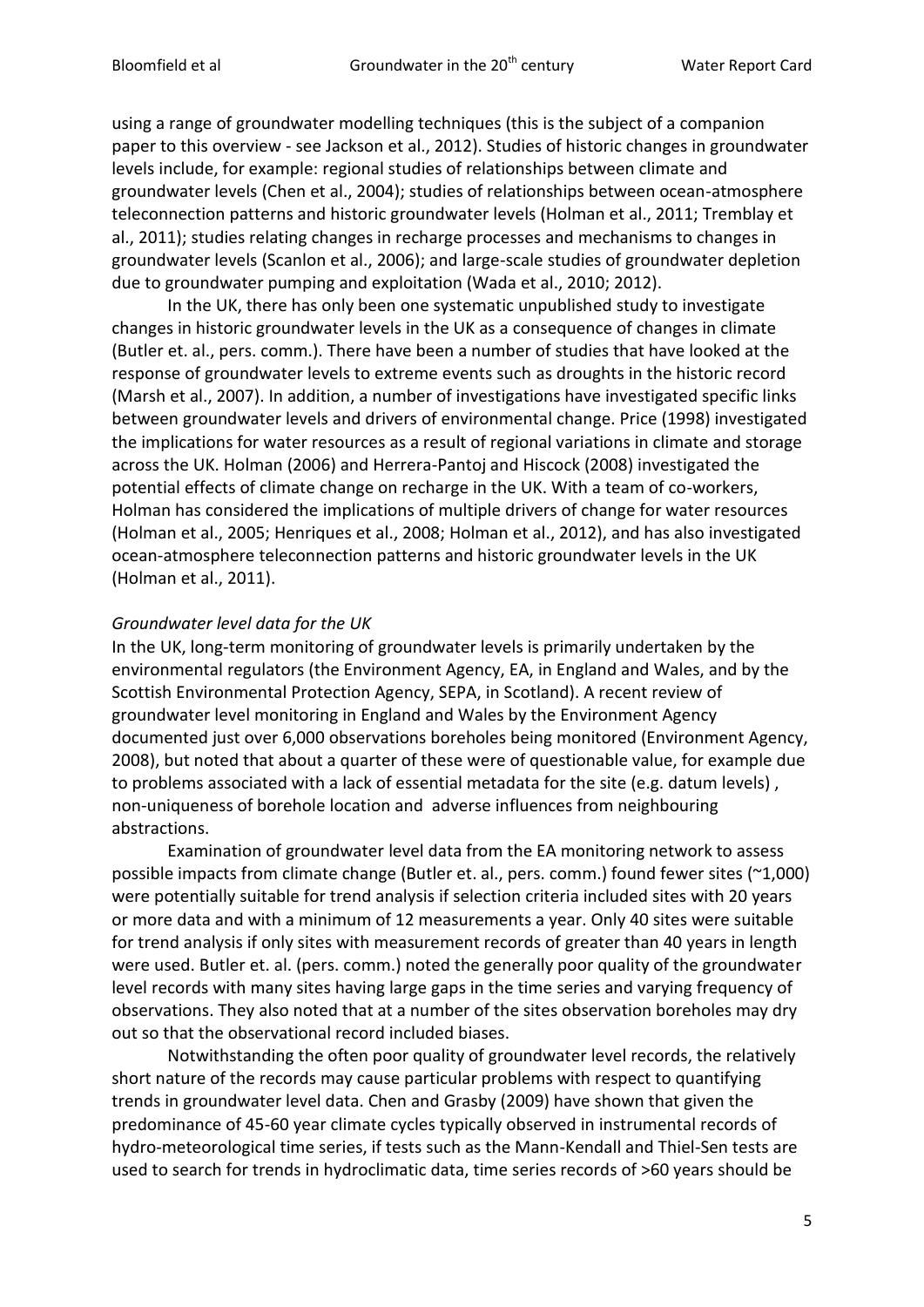using a range of groundwater modelling techniques (this is the subject of a companion paper to this overview - see Jackson et al., 2012). Studies of historic changes in groundwater levels include, for example: regional studies of relationships between climate and groundwater levels (Chen et al., 2004); studies of relationships between ocean-atmosphere teleconnection patterns and historic groundwater levels (Holman et al., 2011; Tremblay et al., 2011); studies relating changes in recharge processes and mechanisms to changes in groundwater levels (Scanlon et al., 2006); and large-scale studies of groundwater depletion due to groundwater pumping and exploitation (Wada et al., 2010; 2012).

In the UK, there has only been one systematic unpublished study to investigate changes in historic groundwater levels in the UK as a consequence of changes in climate (Butler et. al., pers. comm.). There have been a number of studies that have looked at the response of groundwater levels to extreme events such as droughts in the historic record (Marsh et al., 2007). In addition, a number of investigations have investigated specific links between groundwater levels and drivers of environmental change. Price (1998) investigated the implications for water resources as a result of regional variations in climate and storage across the UK. Holman (2006) and Herrera-Pantoj and Hiscock (2008) investigated the potential effects of climate change on recharge in the UK. With a team of co-workers, Holman has considered the implications of multiple drivers of change for water resources (Holman et al., 2005; Henriques et al., 2008; Holman et al., 2012), and has also investigated ocean-atmosphere teleconnection patterns and historic groundwater levels in the UK (Holman et al., 2011).

*Groundwater level data for the UK*

In the UK, long-term monitoring of groundwater levels is primarily undertaken by the environmental regulators (the Environment Agency, EA, in England and Wales, and by the Scottish Environmental Protection Agency, SEPA, in Scotland). A recent review of groundwater level monitoring in England and Wales by the Environment Agency documented just over 6,000 observations boreholes being monitored (Environment Agency, 2008), but noted that about a quarter of these were of questionable value, for example due to problems associated with a lack of essential metadata for the site (e.g. datum levels) , non-uniqueness of borehole location and adverse influences from neighbouring abstractions.

Examination of groundwater level data from the EA monitoring network to assess possible impacts from climate change (Butler et. al., pers. comm.) found fewer sites (~1,000) were potentially suitable for trend analysis if selection criteria included sites with 20 years or more data and with a minimum of 12 measurements a year. Only 40 sites were suitable for trend analysis if only sites with measurement records of greater than 40 years in length were used. Butler et. al. (pers. comm.) noted the generally poor quality of the groundwater level records with many sites having large gaps in the time series and varying frequency of observations. They also noted that at a number of the sites observation boreholes may dry out so that the observational record included biases.

Notwithstanding the often poor quality of groundwater level records, the relatively short nature of the records may cause particular problems with respect to quantifying trends in groundwater level data. Chen and Grasby (2009) have shown that given the predominance of 45-60 year climate cycles typically observed in instrumental records of hydro-meteorological time series, if tests such as the Mann-Kendall and Thiel-Sen tests are used to search for trends in hydroclimatic data, time series records of >60 years should be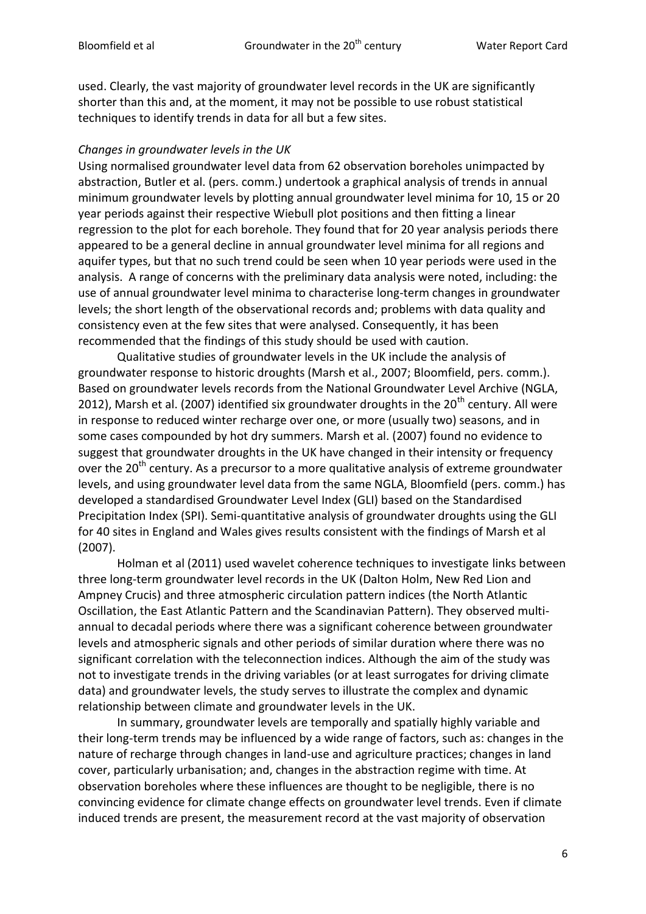used. Clearly, the vast majority of groundwater level records in the UK are significantly shorter than this and, at the moment, it may not be possible to use robust statistical techniques to identify trends in data for all but a few sites.

*Changes in groundwater levels in the UK*

Using normalised groundwater level data from 62 observation boreholes unimpacted by abstraction, Butler et al. (pers. comm.) undertook a graphical analysis of trends in annual minimum groundwater levels by plotting annual groundwater level minima for 10, 15 or 20 year periods against their respective Wiebull plot positions and then fitting a linear regression to the plot for each borehole. They found that for 20 year analysis periods there appeared to be a general decline in annual groundwater level minima for all regions and aquifer types, but that no such trend could be seen when 10 year periods were used in the analysis. A range of concerns with the preliminary data analysis were noted, including: the use of annual groundwater level minima to characterise long-term changes in groundwater levels; the short length of the observational records and; problems with data quality and consistency even at the few sites that were analysed. Consequently, it has been recommended that the findings of this study should be used with caution.

Qualitative studies of groundwater levels in the UK include the analysis of groundwater response to historic droughts (Marsh et al., 2007; Bloomfield, pers. comm.). Based on groundwater levels records from the National Groundwater Level Archive (NGLA, 2012), Marsh et al. (2007) identified six groundwater droughts in the 20th century. All were in response to reduced winter recharge over one, or more (usually two) seasons, and in some cases compounded by hot dry summers. Marsh et al. (2007) found no evidence to suggest that groundwater droughts in the UK have changed in their intensity or frequency over the 20th century. As a precursor to a more qualitative analysis of extreme groundwater levels, and using groundwater level data from the same NGLA, Bloomfield (pers. comm.) has developed a standardised Groundwater Level Index (GLI) based on the Standardised Precipitation Index (SPI). Semi-quantitative analysis of groundwater droughts using the GLI for 40 sites in England and Wales gives results consistent with the findings of Marsh et al (2007).

Holman et al (2011) used wavelet coherence techniques to investigate links between three long-term groundwater level records in the UK (Dalton Holm, New Red Lion and Ampney Crucis) and three atmospheric circulation pattern indices (the North Atlantic Oscillation, the East Atlantic Pattern and the Scandinavian Pattern). They observed multi-annual to decadal periods where there was a significant coherence between groundwater levels and atmospheric signals and other periods of similar duration where there was no significant correlation with the teleconnection indices. Although the aim of the study was not to investigate trends in the driving variables (or at least surrogates for driving climate data) and groundwater levels, the study serves to illustrate the complex and dynamic relationship between climate and groundwater levels in the UK.

In summary, groundwater levels are temporally and spatially highly variable and their long-term trends may be influenced by a wide range of factors, such as: changes in the nature of recharge through changes in land-use and agriculture practices; changes in land cover, particularly urbanisation; and, changes in the abstraction regime with time. At observation boreholes where these influences are thought to be negligible, there is no convincing evidence for climate change effects on groundwater level trends. Even if climate induced trends are present, the measurement record at the vast majority of observation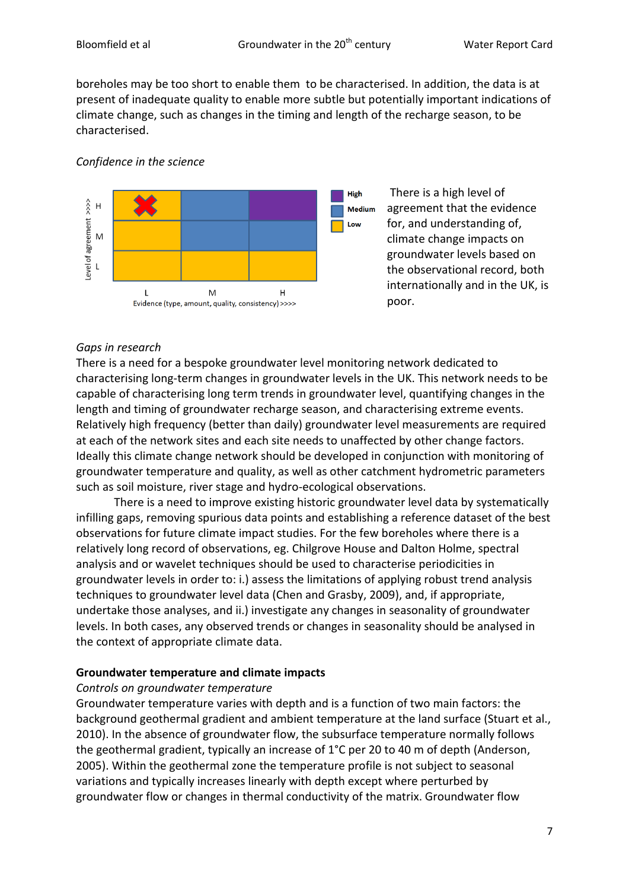boreholes may be too short to enable them to be characterised. In addition, the data is at present of inadequate quality to enable more subtle but potentially important indications of climate change, such as changes in the timing and length of the recharge season, to be characterised.

*Confidence in the science*

| Level of agreement >>>> | L | M | H |
|---|---|---|---|
| H | Low (X) | Medium | High |
| M | Low | Medium | Medium |
| L | Low | Low | Low |

Evidence (type, amount, quality, consistency) >>>>

Key: High, Medium, Low

There is a high level of agreement that the evidence for, and understanding of, climate change impacts on groundwater levels based on the observational record, both internationally and in the UK, is poor.

*Gaps in research*

There is a need for a bespoke groundwater level monitoring network dedicated to characterising long-term changes in groundwater levels in the UK. This network needs to be capable of characterising long term trends in groundwater level, quantifying changes in the length and timing of groundwater recharge season, and characterising extreme events. Relatively high frequency (better than daily) groundwater level measurements are required at each of the network sites and each site needs to unaffected by other change factors. Ideally this climate change network should be developed in conjunction with monitoring of groundwater temperature and quality, as well as other catchment hydrometric parameters such as soil moisture, river stage and hydro-ecological observations.

There is a need to improve existing historic groundwater level data by systematically infilling gaps, removing spurious data points and establishing a reference dataset of the best observations for future climate impact studies. For the few boreholes where there is a relatively long record of observations, eg. Chilgrove House and Dalton Holme, spectral analysis and or wavelet techniques should be used to characterise periodicities in groundwater levels in order to: i.) assess the limitations of applying robust trend analysis techniques to groundwater level data (Chen and Grasby, 2009), and, if appropriate, undertake those analyses, and ii.) investigate any changes in seasonality of groundwater levels. In both cases, any observed trends or changes in seasonality should be analysed in the context of appropriate climate data.

**Groundwater temperature and climate impacts**

*Controls on groundwater temperature*

Groundwater temperature varies with depth and is a function of two main factors: the background geothermal gradient and ambient temperature at the land surface (Stuart et al., 2010). In the absence of groundwater flow, the subsurface temperature normally follows the geothermal gradient, typically an increase of 1°C per 20 to 40 m of depth (Anderson, 2005). Within the geothermal zone the temperature profile is not subject to seasonal variations and typically increases linearly with depth except where perturbed by groundwater flow or changes in thermal conductivity of the matrix. Groundwater flow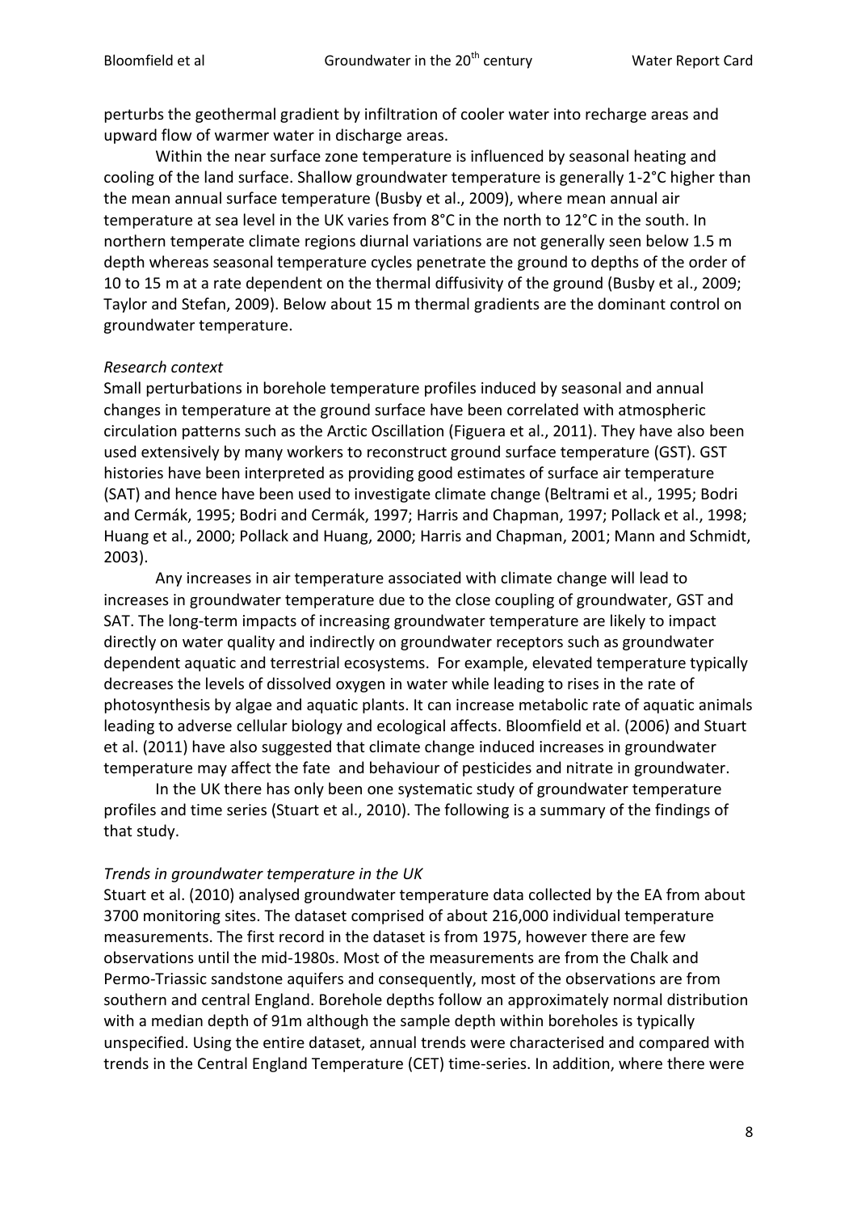perturbs the geothermal gradient by infiltration of cooler water into recharge areas and upward flow of warmer water in discharge areas.

Within the near surface zone temperature is influenced by seasonal heating and cooling of the land surface. Shallow groundwater temperature is generally 1-2°C higher than the mean annual surface temperature (Busby et al., 2009), where mean annual air temperature at sea level in the UK varies from 8°C in the north to 12°C in the south. In northern temperate climate regions diurnal variations are not generally seen below 1.5 m depth whereas seasonal temperature cycles penetrate the ground to depths of the order of 10 to 15 m at a rate dependent on the thermal diffusivity of the ground (Busby et al., 2009; Taylor and Stefan, 2009). Below about 15 m thermal gradients are the dominant control on groundwater temperature.

*Research context*

Small perturbations in borehole temperature profiles induced by seasonal and annual changes in temperature at the ground surface have been correlated with atmospheric circulation patterns such as the Arctic Oscillation (Figuera et al., 2011). They have also been used extensively by many workers to reconstruct ground surface temperature (GST). GST histories have been interpreted as providing good estimates of surface air temperature (SAT) and hence have been used to investigate climate change (Beltrami et al., 1995; Bodri and Cermák, 1995; Bodri and Cermák, 1997; Harris and Chapman, 1997; Pollack et al., 1998; Huang et al., 2000; Pollack and Huang, 2000; Harris and Chapman, 2001; Mann and Schmidt, 2003).

Any increases in air temperature associated with climate change will lead to increases in groundwater temperature due to the close coupling of groundwater, GST and SAT. The long-term impacts of increasing groundwater temperature are likely to impact directly on water quality and indirectly on groundwater receptors such as groundwater dependent aquatic and terrestrial ecosystems. For example, elevated temperature typically decreases the levels of dissolved oxygen in water while leading to rises in the rate of photosynthesis by algae and aquatic plants. It can increase metabolic rate of aquatic animals leading to adverse cellular biology and ecological affects. Bloomfield et al. (2006) and Stuart et al. (2011) have also suggested that climate change induced increases in groundwater temperature may affect the fate and behaviour of pesticides and nitrate in groundwater.

In the UK there has only been one systematic study of groundwater temperature profiles and time series (Stuart et al., 2010). The following is a summary of the findings of that study.

*Trends in groundwater temperature in the UK*

Stuart et al. (2010) analysed groundwater temperature data collected by the EA from about 3700 monitoring sites. The dataset comprised of about 216,000 individual temperature measurements. The first record in the dataset is from 1975, however there are few observations until the mid-1980s. Most of the measurements are from the Chalk and Permo-Triassic sandstone aquifers and consequently, most of the observations are from southern and central England. Borehole depths follow an approximately normal distribution with a median depth of 91m although the sample depth within boreholes is typically unspecified. Using the entire dataset, annual trends were characterised and compared with trends in the Central England Temperature (CET) time-series. In addition, where there were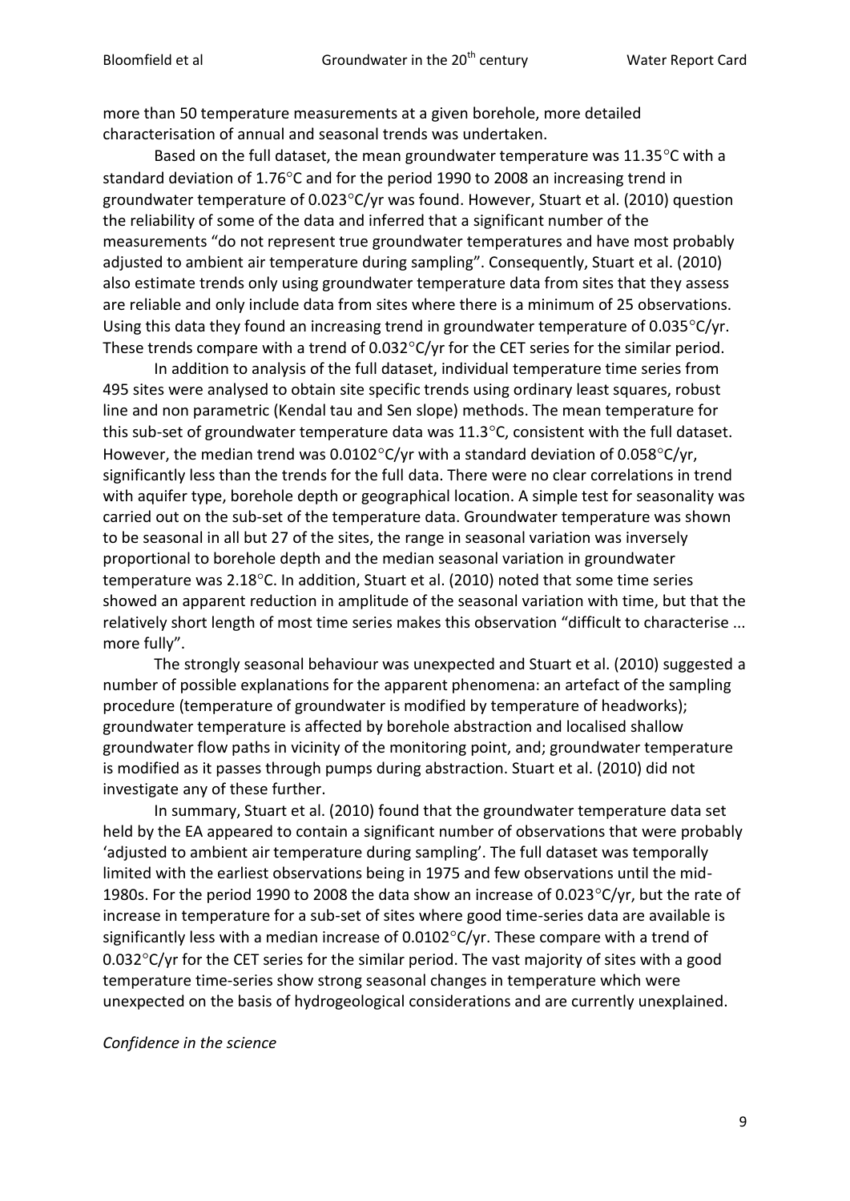more than 50 temperature measurements at a given borehole, more detailed characterisation of annual and seasonal trends was undertaken.

Based on the full dataset, the mean groundwater temperature was 11.35°C with a standard deviation of 1.76°C and for the period 1990 to 2008 an increasing trend in groundwater temperature of 0.023°C/yr was found. However, Stuart et al. (2010) question the reliability of some of the data and inferred that a significant number of the measurements "do not represent true groundwater temperatures and have most probably adjusted to ambient air temperature during sampling". Consequently, Stuart et al. (2010) also estimate trends only using groundwater temperature data from sites that they assess are reliable and only include data from sites where there is a minimum of 25 observations. Using this data they found an increasing trend in groundwater temperature of 0.035°C/yr. These trends compare with a trend of 0.032°C/yr for the CET series for the similar period.

In addition to analysis of the full dataset, individual temperature time series from 495 sites were analysed to obtain site specific trends using ordinary least squares, robust line and non parametric (Kendal tau and Sen slope) methods. The mean temperature for this sub-set of groundwater temperature data was 11.3°C, consistent with the full dataset. However, the median trend was 0.0102°C/yr with a standard deviation of 0.058°C/yr, significantly less than the trends for the full data. There were no clear correlations in trend with aquifer type, borehole depth or geographical location. A simple test for seasonality was carried out on the sub-set of the temperature data. Groundwater temperature was shown to be seasonal in all but 27 of the sites, the range in seasonal variation was inversely proportional to borehole depth and the median seasonal variation in groundwater temperature was 2.18°C. In addition, Stuart et al. (2010) noted that some time series showed an apparent reduction in amplitude of the seasonal variation with time, but that the relatively short length of most time series makes this observation "difficult to characterise ... more fully".

The strongly seasonal behaviour was unexpected and Stuart et al. (2010) suggested a number of possible explanations for the apparent phenomena: an artefact of the sampling procedure (temperature of groundwater is modified by temperature of headworks); groundwater temperature is affected by borehole abstraction and localised shallow groundwater flow paths in vicinity of the monitoring point, and; groundwater temperature is modified as it passes through pumps during abstraction. Stuart et al. (2010) did not investigate any of these further.

In summary, Stuart et al. (2010) found that the groundwater temperature data set held by the EA appeared to contain a significant number of observations that were probably 'adjusted to ambient air temperature during sampling'. The full dataset was temporally limited with the earliest observations being in 1975 and few observations until the mid-1980s. For the period 1990 to 2008 the data show an increase of 0.023°C/yr, but the rate of increase in temperature for a sub-set of sites where good time-series data are available is significantly less with a median increase of 0.0102°C/yr. These compare with a trend of 0.032°C/yr for the CET series for the similar period. The vast majority of sites with a good temperature time-series show strong seasonal changes in temperature which were unexpected on the basis of hydrogeological considerations and are currently unexplained.

*Confidence in the science*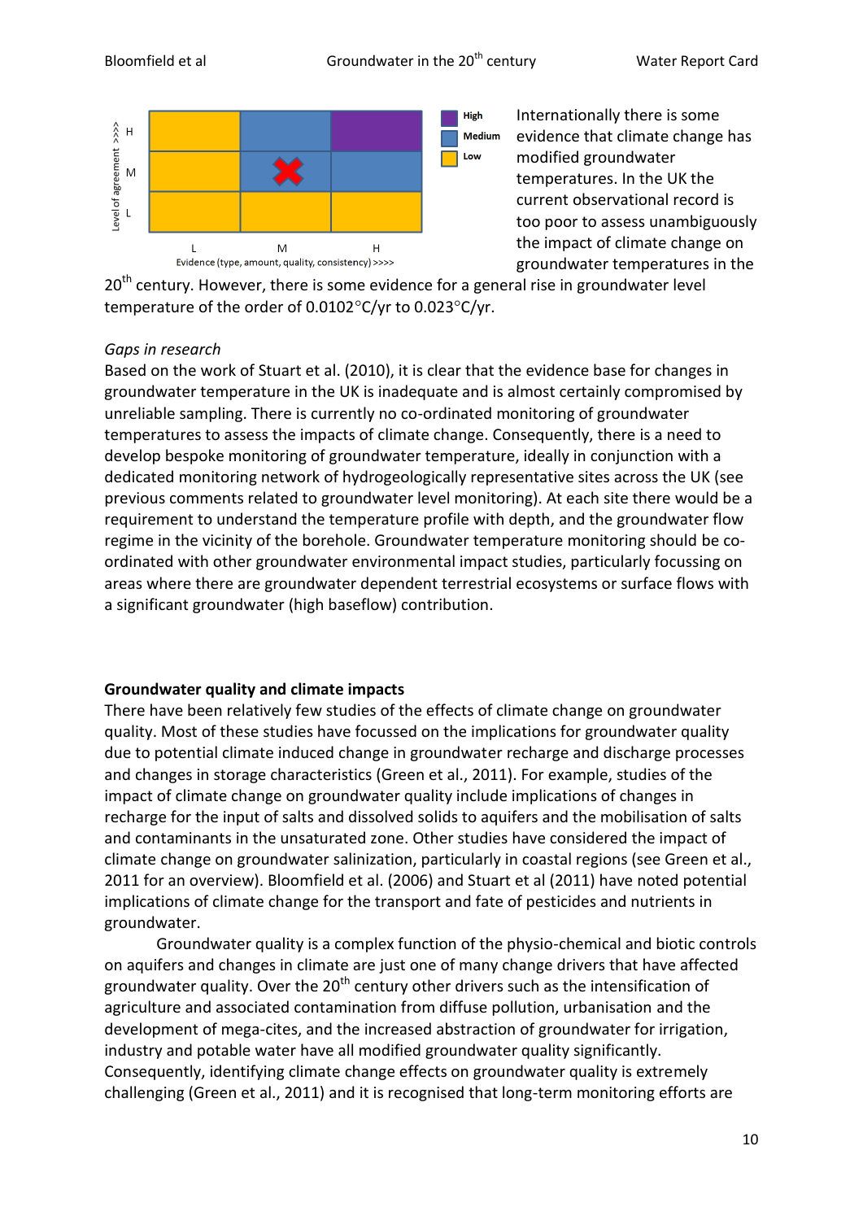Internationally there is some evidence that climate change has modified groundwater temperatures. In the UK the current observational record is too poor to assess unambiguously the impact of climate change on groundwater temperatures in the 20th century. However, there is some evidence for a general rise in groundwater level temperature of the order of 0.0102°C/yr to 0.023°C/yr.

*Gaps in research*

Based on the work of Stuart et al. (2010), it is clear that the evidence base for changes in groundwater temperature in the UK is inadequate and is almost certainly compromised by unreliable sampling. There is currently no co-ordinated monitoring of groundwater temperatures to assess the impacts of climate change. Consequently, there is a need to develop bespoke monitoring of groundwater temperature, ideally in conjunction with a dedicated monitoring network of hydrogeologically representative sites across the UK (see previous comments related to groundwater level monitoring). At each site there would be a requirement to understand the temperature profile with depth, and the groundwater flow regime in the vicinity of the borehole. Groundwater temperature monitoring should be co-ordinated with other groundwater environmental impact studies, particularly focussing on areas where there are groundwater dependent terrestrial ecosystems or surface flows with a significant groundwater (high baseflow) contribution.

**Groundwater quality and climate impacts**

There have been relatively few studies of the effects of climate change on groundwater quality. Most of these studies have focussed on the implications for groundwater quality due to potential climate induced change in groundwater recharge and discharge processes and changes in storage characteristics (Green et al., 2011). For example, studies of the impact of climate change on groundwater quality include implications of changes in recharge for the input of salts and dissolved solids to aquifers and the mobilisation of salts and contaminants in the unsaturated zone. Other studies have considered the impact of climate change on groundwater salinization, particularly in coastal regions (see Green et al., 2011 for an overview). Bloomfield et al. (2006) and Stuart et al (2011) have noted potential implications of climate change for the transport and fate of pesticides and nutrients in groundwater.

Groundwater quality is a complex function of the physio-chemical and biotic controls on aquifers and changes in climate are just one of many change drivers that have affected groundwater quality. Over the 20th century other drivers such as the intensification of agriculture and associated contamination from diffuse pollution, urbanisation and the development of mega-cites, and the increased abstraction of groundwater for irrigation, industry and potable water have all modified groundwater quality significantly. Consequently, identifying climate change effects on groundwater quality is extremely challenging (Green et al., 2011) and it is recognised that long-term monitoring efforts are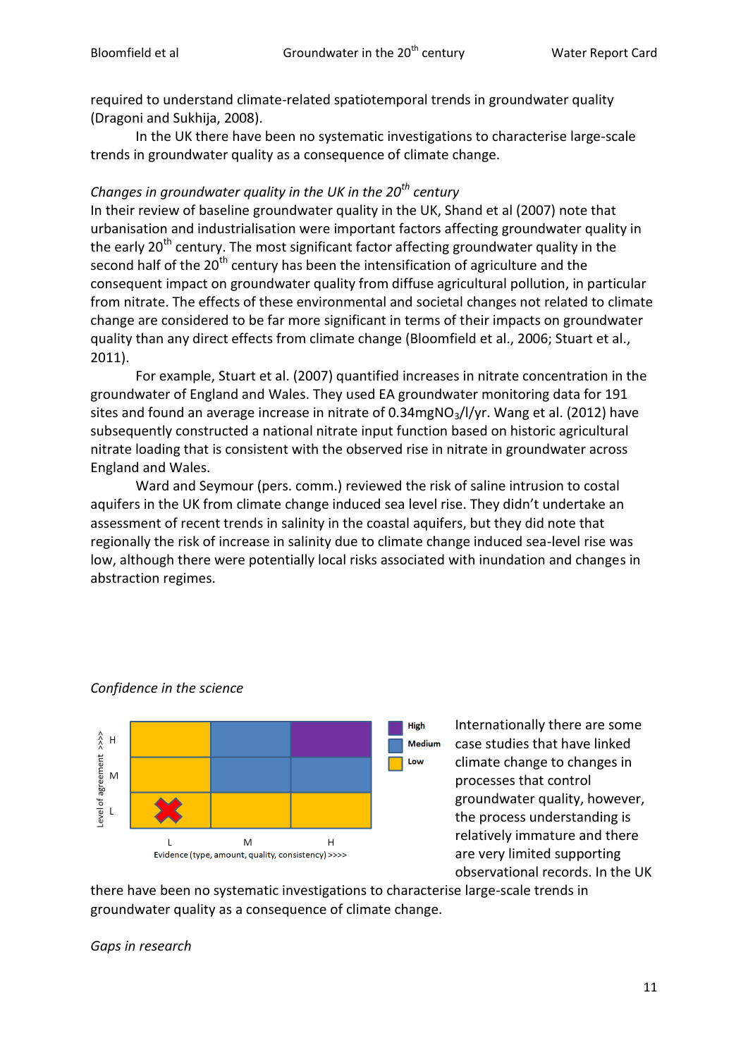required to understand climate-related spatiotemporal trends in groundwater quality (Dragoni and Sukhija, 2008).

In the UK there have been no systematic investigations to characterise large-scale trends in groundwater quality as a consequence of climate change.

*Changes in groundwater quality in the UK in the 20th century*

In their review of baseline groundwater quality in the UK, Shand et al (2007) note that urbanisation and industrialisation were important factors affecting groundwater quality in the early 20th century. The most significant factor affecting groundwater quality in the second half of the 20th century has been the intensification of agriculture and the consequent impact on groundwater quality from diffuse agricultural pollution, in particular from nitrate. The effects of these environmental and societal changes not related to climate change are considered to be far more significant in terms of their impacts on groundwater quality than any direct effects from climate change (Bloomfield et al., 2006; Stuart et al., 2011).

For example, Stuart et al. (2007) quantified increases in nitrate concentration in the groundwater of England and Wales. They used EA groundwater monitoring data for 191 sites and found an average increase in nitrate of 0.34mg$NO_3$/l/yr. Wang et al. (2012) have subsequently constructed a national nitrate input function based on historic agricultural nitrate loading that is consistent with the observed rise in nitrate in groundwater across England and Wales.

Ward and Seymour (pers. comm.) reviewed the risk of saline intrusion to costal aquifers in the UK from climate change induced sea level rise. They didn't undertake an assessment of recent trends in salinity in the coastal aquifers, but they did note that regionally the risk of increase in salinity due to climate change induced sea-level rise was low, although there were potentially local risks associated with inundation and changes in abstraction regimes.

*Confidence in the science*

| Level of agreement >>>> | L | M | H |
|---|---|---|---|
| H | Low | Medium | High |
| M | Low | Medium | Medium |
| L | Low (X) | Low | Low |

Evidence (type, amount, quality, consistency) >>>>

Internationally there are some case studies that have linked climate change to changes in processes that control groundwater quality, however, the process understanding is relatively immature and there are very limited supporting observational records. In the UK there have been no systematic investigations to characterise large-scale trends in groundwater quality as a consequence of climate change.

*Gaps in research*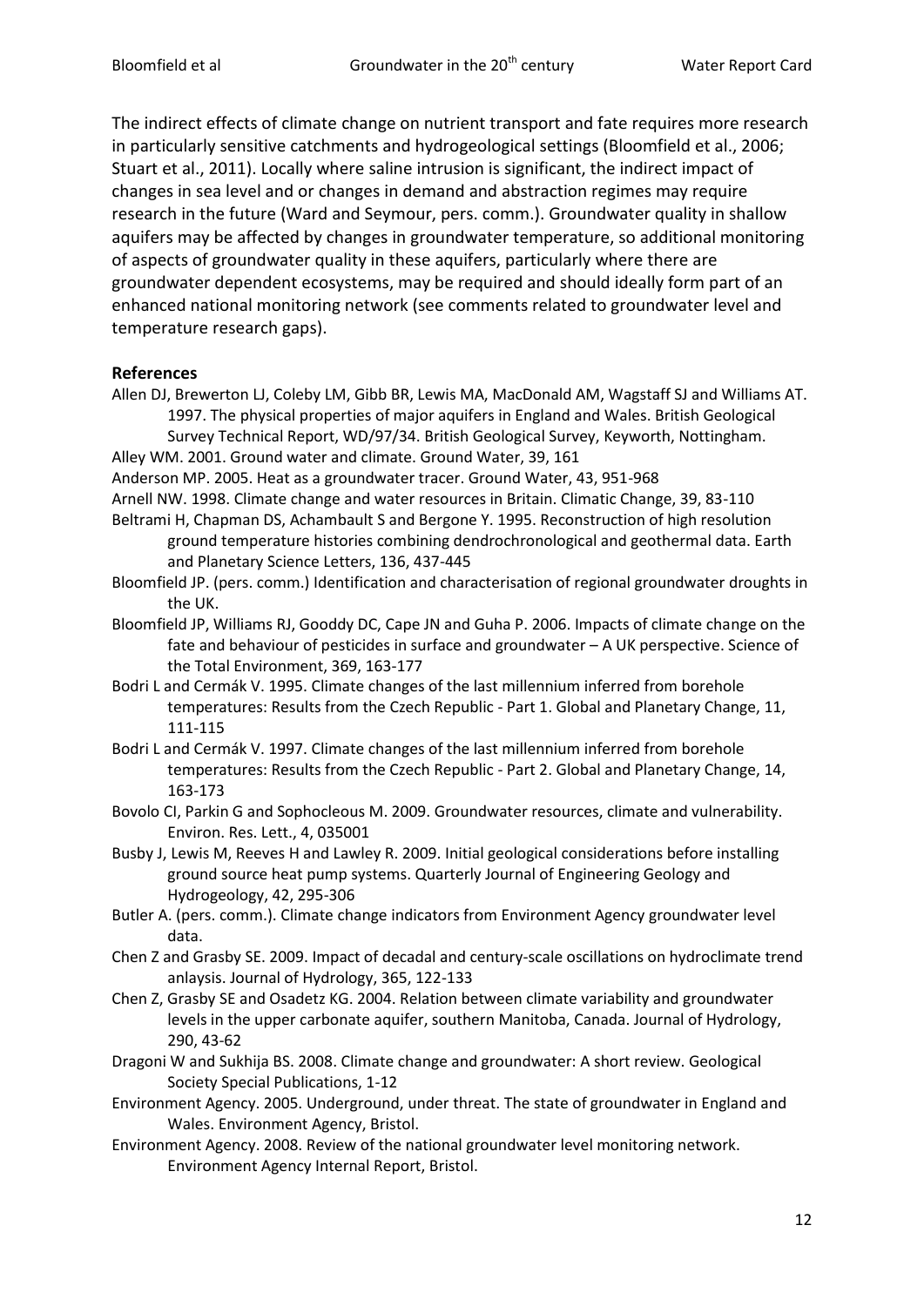The indirect effects of climate change on nutrient transport and fate requires more research in particularly sensitive catchments and hydrogeological settings (Bloomfield et al., 2006; Stuart et al., 2011). Locally where saline intrusion is significant, the indirect impact of changes in sea level and or changes in demand and abstraction regimes may require research in the future (Ward and Seymour, pers. comm.). Groundwater quality in shallow aquifers may be affected by changes in groundwater temperature, so additional monitoring of aspects of groundwater quality in these aquifers, particularly where there are groundwater dependent ecosystems, may be required and should ideally form part of an enhanced national monitoring network (see comments related to groundwater level and temperature research gaps).

## References

Allen DJ, Brewerton LJ, Coleby LM, Gibb BR, Lewis MA, MacDonald AM, Wagstaff SJ and Williams AT. 1997. The physical properties of major aquifers in England and Wales. British Geological Survey Technical Report, WD/97/34. British Geological Survey, Keyworth, Nottingham.

Alley WM. 2001. Ground water and climate. Ground Water, 39, 161

Anderson MP. 2005. Heat as a groundwater tracer. Ground Water, 43, 951-968

Arnell NW. 1998. Climate change and water resources in Britain. Climatic Change, 39, 83-110

Beltrami H, Chapman DS, Achambault S and Bergone Y. 1995. Reconstruction of high resolution ground temperature histories combining dendrochronological and geothermal data. Earth and Planetary Science Letters, 136, 437-445

Bloomfield JP. (pers. comm.) Identification and characterisation of regional groundwater droughts in the UK.

Bloomfield JP, Williams RJ, Gooddy DC, Cape JN and Guha P. 2006. Impacts of climate change on the fate and behaviour of pesticides in surface and groundwater – A UK perspective. Science of the Total Environment, 369, 163-177

Bodri L and Cermák V. 1995. Climate changes of the last millennium inferred from borehole temperatures: Results from the Czech Republic - Part 1. Global and Planetary Change, 11, 111-115

Bodri L and Cermák V. 1997. Climate changes of the last millennium inferred from borehole temperatures: Results from the Czech Republic - Part 2. Global and Planetary Change, 14, 163-173

Bovolo CI, Parkin G and Sophocleous M. 2009. Groundwater resources, climate and vulnerability. Environ. Res. Lett., 4, 035001

Busby J, Lewis M, Reeves H and Lawley R. 2009. Initial geological considerations before installing ground source heat pump systems. Quarterly Journal of Engineering Geology and Hydrogeology, 42, 295-306

Butler A. (pers. comm.). Climate change indicators from Environment Agency groundwater level data.

Chen Z and Grasby SE. 2009. Impact of decadal and century-scale oscillations on hydroclimate trend anlaysis. Journal of Hydrology, 365, 122-133

Chen Z, Grasby SE and Osadetz KG. 2004. Relation between climate variability and groundwater levels in the upper carbonate aquifer, southern Manitoba, Canada. Journal of Hydrology, 290, 43-62

Dragoni W and Sukhija BS. 2008. Climate change and groundwater: A short review. Geological Society Special Publications, 1-12

Environment Agency. 2005. Underground, under threat. The state of groundwater in England and Wales. Environment Agency, Bristol.

Environment Agency. 2008. Review of the national groundwater level monitoring network. Environment Agency Internal Report, Bristol.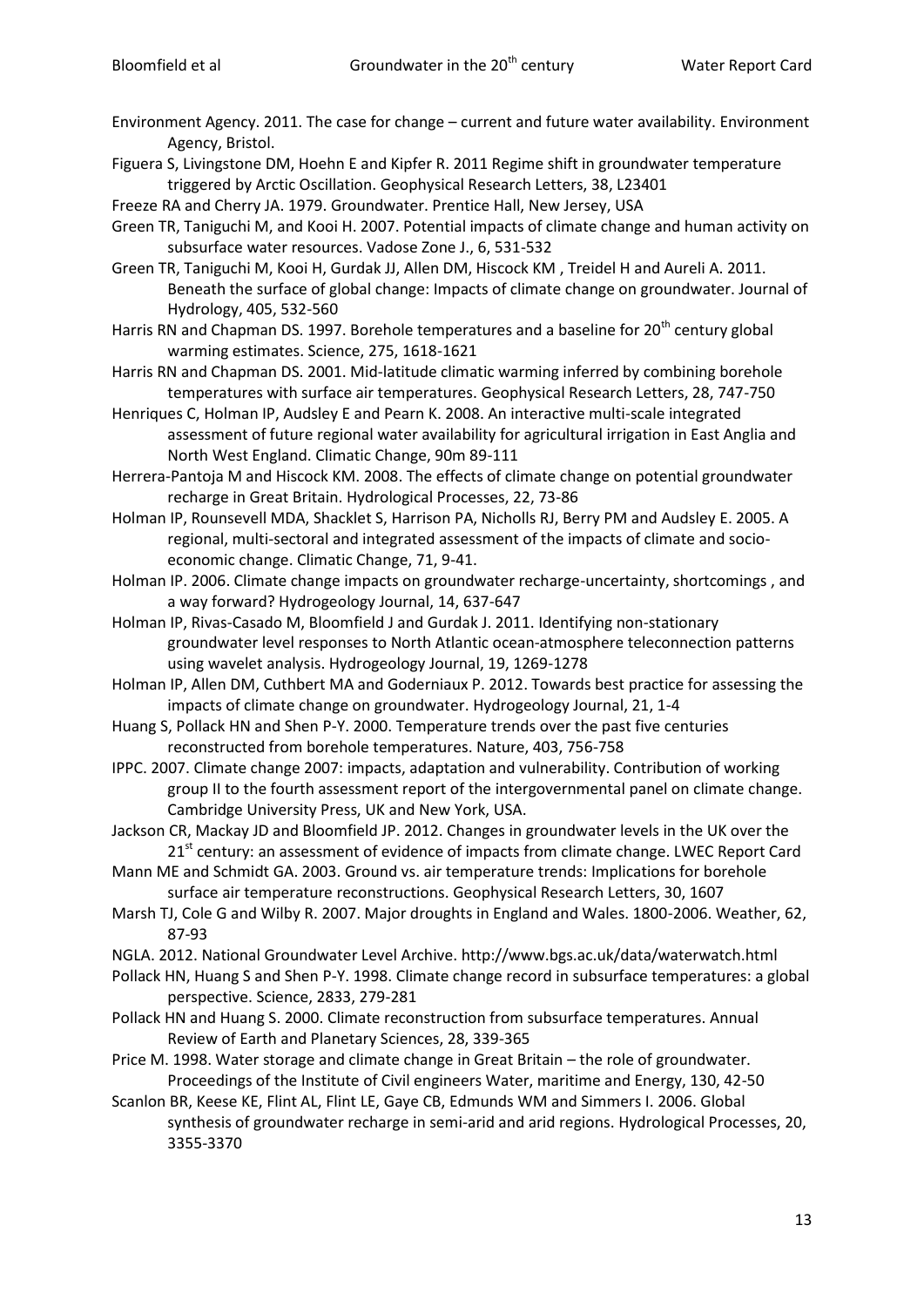Environment Agency. 2011. The case for change – current and future water availability. Environment Agency, Bristol.

Figuera S, Livingstone DM, Hoehn E and Kipfer R. 2011 Regime shift in groundwater temperature triggered by Arctic Oscillation. Geophysical Research Letters, 38, L23401

Freeze RA and Cherry JA. 1979. Groundwater. Prentice Hall, New Jersey, USA

Green TR, Taniguchi M, and Kooi H. 2007. Potential impacts of climate change and human activity on subsurface water resources. Vadose Zone J., 6, 531-532

Green TR, Taniguchi M, Kooi H, Gurdak JJ, Allen DM, Hiscock KM , Treidel H and Aureli A. 2011. Beneath the surface of global change: Impacts of climate change on groundwater. Journal of Hydrology, 405, 532-560

Harris RN and Chapman DS. 1997. Borehole temperatures and a baseline for 20th century global warming estimates. Science, 275, 1618-1621

Harris RN and Chapman DS. 2001. Mid-latitude climatic warming inferred by combining borehole temperatures with surface air temperatures. Geophysical Research Letters, 28, 747-750

Henriques C, Holman IP, Audsley E and Pearn K. 2008. An interactive multi-scale integrated assessment of future regional water availability for agricultural irrigation in East Anglia and North West England. Climatic Change, 90m 89-111

Herrera-Pantoja M and Hiscock KM. 2008. The effects of climate change on potential groundwater recharge in Great Britain. Hydrological Processes, 22, 73-86

Holman IP, Rounsevell MDA, Shacklet S, Harrison PA, Nicholls RJ, Berry PM and Audsley E. 2005. A regional, multi-sectoral and integrated assessment of the impacts of climate and socio-economic change. Climatic Change, 71, 9-41.

Holman IP. 2006. Climate change impacts on groundwater recharge-uncertainty, shortcomings , and a way forward? Hydrogeology Journal, 14, 637-647

Holman IP, Rivas-Casado M, Bloomfield J and Gurdak J. 2011. Identifying non-stationary groundwater level responses to North Atlantic ocean-atmosphere teleconnection patterns using wavelet analysis. Hydrogeology Journal, 19, 1269-1278

Holman IP, Allen DM, Cuthbert MA and Goderniaux P. 2012. Towards best practice for assessing the impacts of climate change on groundwater. Hydrogeology Journal, 21, 1-4

Huang S, Pollack HN and Shen P-Y. 2000. Temperature trends over the past five centuries reconstructed from borehole temperatures. Nature, 403, 756-758

IPPC. 2007. Climate change 2007: impacts, adaptation and vulnerability. Contribution of working group II to the fourth assessment report of the intergovernmental panel on climate change. Cambridge University Press, UK and New York, USA.

Jackson CR, Mackay JD and Bloomfield JP. 2012. Changes in groundwater levels in the UK over the 21st century: an assessment of evidence of impacts from climate change. LWEC Report Card

Mann ME and Schmidt GA. 2003. Ground vs. air temperature trends: Implications for borehole surface air temperature reconstructions. Geophysical Research Letters, 30, 1607

Marsh TJ, Cole G and Wilby R. 2007. Major droughts in England and Wales. 1800-2006. Weather, 62, 87-93

NGLA. 2012. National Groundwater Level Archive. http://www.bgs.ac.uk/data/waterwatch.html

Pollack HN, Huang S and Shen P-Y. 1998. Climate change record in subsurface temperatures: a global perspective. Science, 2833, 279-281

Pollack HN and Huang S. 2000. Climate reconstruction from subsurface temperatures. Annual Review of Earth and Planetary Sciences, 28, 339-365

Price M. 1998. Water storage and climate change in Great Britain – the role of groundwater. Proceedings of the Institute of Civil engineers Water, maritime and Energy, 130, 42-50

Scanlon BR, Keese KE, Flint AL, Flint LE, Gaye CB, Edmunds WM and Simmers I. 2006. Global synthesis of groundwater recharge in semi-arid and arid regions. Hydrological Processes, 20, 3355-3370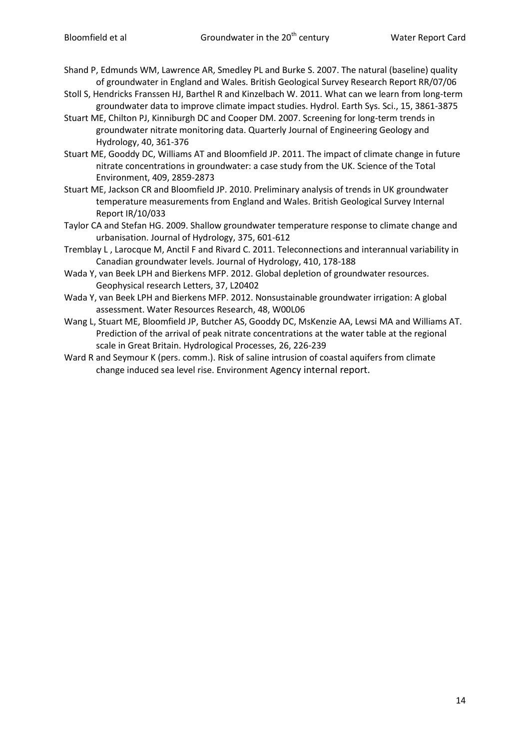Shand P, Edmunds WM, Lawrence AR, Smedley PL and Burke S. 2007. The natural (baseline) quality of groundwater in England and Wales. British Geological Survey Research Report RR/07/06

Stoll S, Hendricks Franssen HJ, Barthel R and Kinzelbach W. 2011. What can we learn from long-term groundwater data to improve climate impact studies. Hydrol. Earth Sys. Sci., 15, 3861-3875

Stuart ME, Chilton PJ, Kinniburgh DC and Cooper DM. 2007. Screening for long-term trends in groundwater nitrate monitoring data. Quarterly Journal of Engineering Geology and Hydrology, 40, 361-376

Stuart ME, Gooddy DC, Williams AT and Bloomfield JP. 2011. The impact of climate change in future nitrate concentrations in groundwater: a case study from the UK. Science of the Total Environment, 409, 2859-2873

Stuart ME, Jackson CR and Bloomfield JP. 2010. Preliminary analysis of trends in UK groundwater temperature measurements from England and Wales. British Geological Survey Internal Report IR/10/033

Taylor CA and Stefan HG. 2009. Shallow groundwater temperature response to climate change and urbanisation. Journal of Hydrology, 375, 601-612

Tremblay L , Larocque M, Anctil F and Rivard C. 2011. Teleconnections and interannual variability in Canadian groundwater levels. Journal of Hydrology, 410, 178-188

Wada Y, van Beek LPH and Bierkens MFP. 2012. Global depletion of groundwater resources. Geophysical research Letters, 37, L20402

Wada Y, van Beek LPH and Bierkens MFP. 2012. Nonsustainable groundwater irrigation: A global assessment. Water Resources Research, 48, W00L06

Wang L, Stuart ME, Bloomfield JP, Butcher AS, Gooddy DC, MsKenzie AA, Lewsi MA and Williams AT. Prediction of the arrival of peak nitrate concentrations at the water table at the regional scale in Great Britain. Hydrological Processes, 26, 226-239

Ward R and Seymour K (pers. comm.). Risk of saline intrusion of coastal aquifers from climate change induced sea level rise. Environment Agency internal report.